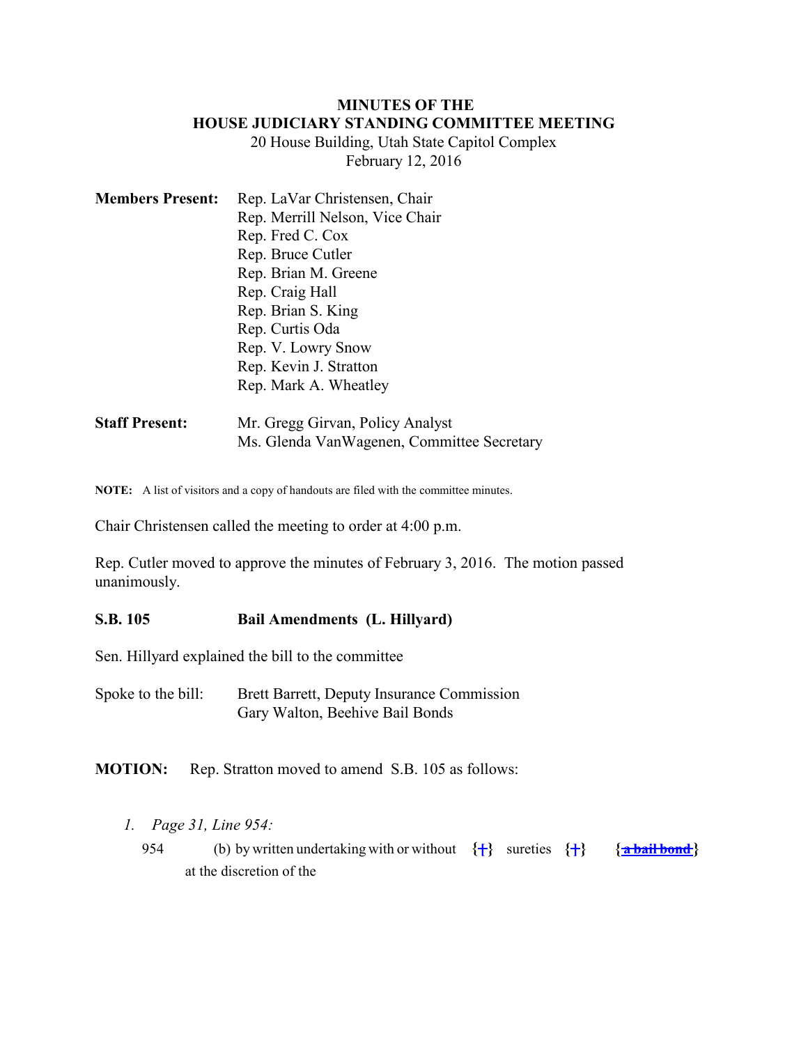**MINUTES OF THE**
**HOUSE JUDICIARY STANDING COMMITTEE MEETING**
20 House Building, Utah State Capitol Complex
February 12, 2016

**Members Present:** Rep. LaVar Christensen, Chair
Rep. Merrill Nelson, Vice Chair
Rep. Fred C. Cox
Rep. Bruce Cutler
Rep. Brian M. Greene
Rep. Craig Hall
Rep. Brian S. King
Rep. Curtis Oda
Rep. V. Lowry Snow
Rep. Kevin J. Stratton
Rep. Mark A. Wheatley

**Staff Present:** Mr. Gregg Girvan, Policy Analyst
Ms. Glenda VanWagenen, Committee Secretary

**NOTE:** A list of visitors and a copy of handouts are filed with the committee minutes.

Chair Christensen called the meeting to order at 4:00 p.m.

Rep. Cutler moved to approve the minutes of February 3, 2016. The motion passed unanimously.

**S.B. 105 Bail Amendments (L. Hillyard)**

Sen. Hillyard explained the bill to the committee

Spoke to the bill: Brett Barrett, Deputy Insurance Commission
Gary Walton, Beehive Bail Bonds

**MOTION:** Rep. Stratton moved to amend S.B. 105 as follows:

1. *Page 31, Line 954:*

954 (b) by written undertaking with or without {(} sureties {)} {~~a bail bond~~} at the discretion of the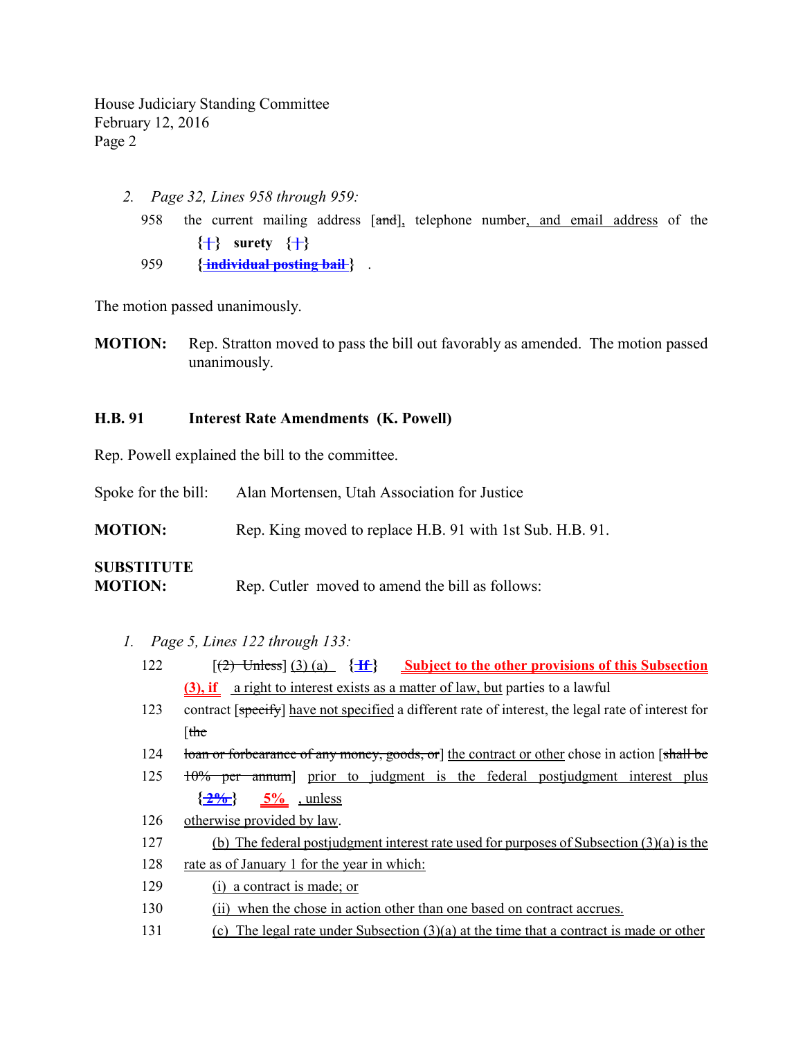2. *Page 32, Lines 958 through 959:*

958 the current mailing address [~~and~~], telephone number, and email address of the {~~[~~} **surety** {~~]~~}

959 {~~**individual posting bail**~~} .

The motion passed unanimously.

**MOTION:** Rep. Stratton moved to pass the bill out favorably as amended. The motion passed unanimously.

**H.B. 91 Interest Rate Amendments (K. Powell)**

Rep. Powell explained the bill to the committee.

Spoke for the bill: Alan Mortensen, Utah Association for Justice

**MOTION:** Rep. King moved to replace H.B. 91 with 1st Sub. H.B. 91.

**SUBSTITUTE MOTION:** Rep. Cutler moved to amend the bill as follows:

1. *Page 5, Lines 122 through 133:*

122 [~~(2) Unless~~] (3) (a) {~~**If**~~} **Subject to the other provisions of this Subsection (3), if** a right to interest exists as a matter of law, but parties to a lawful

123 contract [~~specify~~] have not specified a different rate of interest, the legal rate of interest for [~~the~~

124 ~~loan or forbearance of any money, goods, or~~] the contract or other chose in action [~~shall be~~

125 ~~10% per annum~~] prior to judgment is the federal postjudgment interest plus {~~**2%**~~} **5%** , unless

126 otherwise provided by law.

127 (b) The federal postjudgment interest rate used for purposes of Subsection (3)(a) is the

128 rate as of January 1 for the year in which:

129 (i) a contract is made; or

130 (ii) when the chose in action other than one based on contract accrues.

131 (c) The legal rate under Subsection (3)(a) at the time that a contract is made or other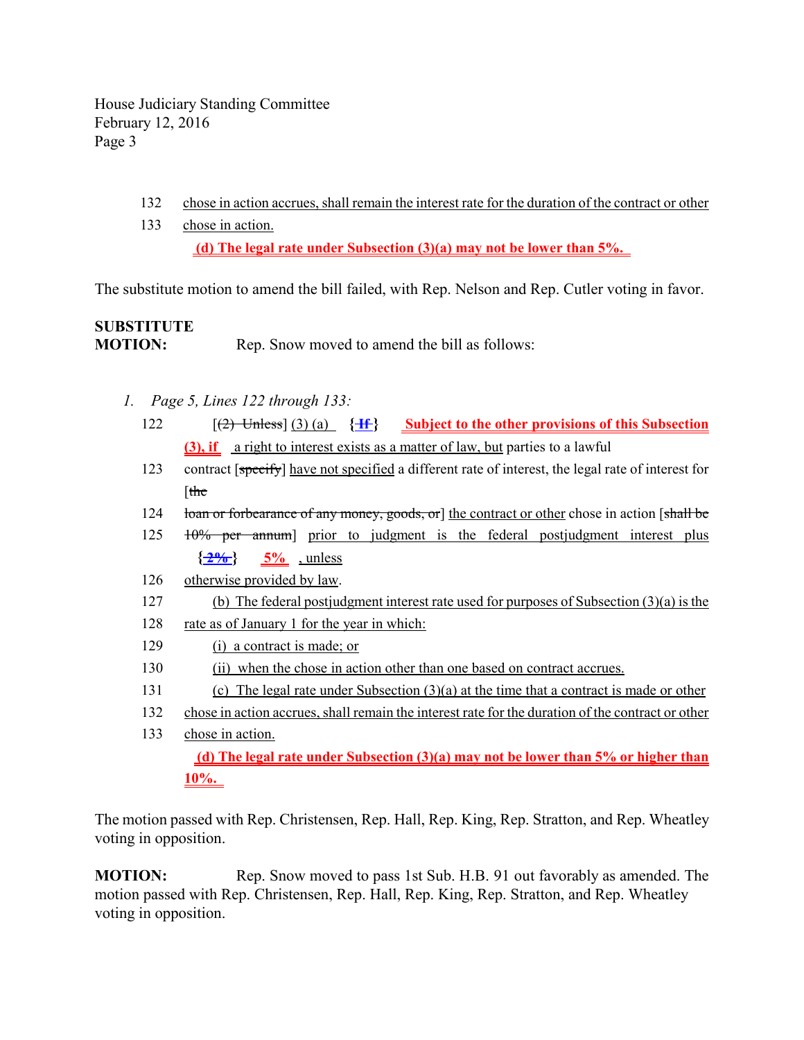132 chose in action accrues, shall remain the interest rate for the duration of the contract or other

133 chose in action.

**(d) The legal rate under Subsection (3)(a) may not be lower than 5%.**

The substitute motion to amend the bill failed, with Rep. Nelson and Rep. Cutler voting in favor.

**SUBSTITUTE MOTION:** Rep. Snow moved to amend the bill as follows:

1. *Page 5, Lines 122 through 133:*

122 [~~(2) Unless~~] (3) (a) **{~~If~~}** **Subject to the other provisions of this Subsection (3), if** a right to interest exists as a matter of law, but parties to a lawful

123 contract [~~specify~~] have not specified a different rate of interest, the legal rate of interest for [~~the~~

124 ~~loan or forbearance of any money, goods, or~~] the contract or other chose in action [~~shall be~~

125 ~~10% per annum~~] prior to judgment is the federal postjudgment interest plus **{~~2%~~}** **5%** , unless

126 otherwise provided by law.

127 (b) The federal postjudgment interest rate used for purposes of Subsection (3)(a) is the

128 rate as of January 1 for the year in which:

129 (i) a contract is made; or

130 (ii) when the chose in action other than one based on contract accrues.

131 (c) The legal rate under Subsection (3)(a) at the time that a contract is made or other

132 chose in action accrues, shall remain the interest rate for the duration of the contract or other

133 chose in action.

**(d) The legal rate under Subsection (3)(a) may not be lower than 5% or higher than 10%.**

The motion passed with Rep. Christensen, Rep. Hall, Rep. King, Rep. Stratton, and Rep. Wheatley voting in opposition.

**MOTION:** Rep. Snow moved to pass 1st Sub. H.B. 91 out favorably as amended. The motion passed with Rep. Christensen, Rep. Hall, Rep. King, Rep. Stratton, and Rep. Wheatley voting in opposition.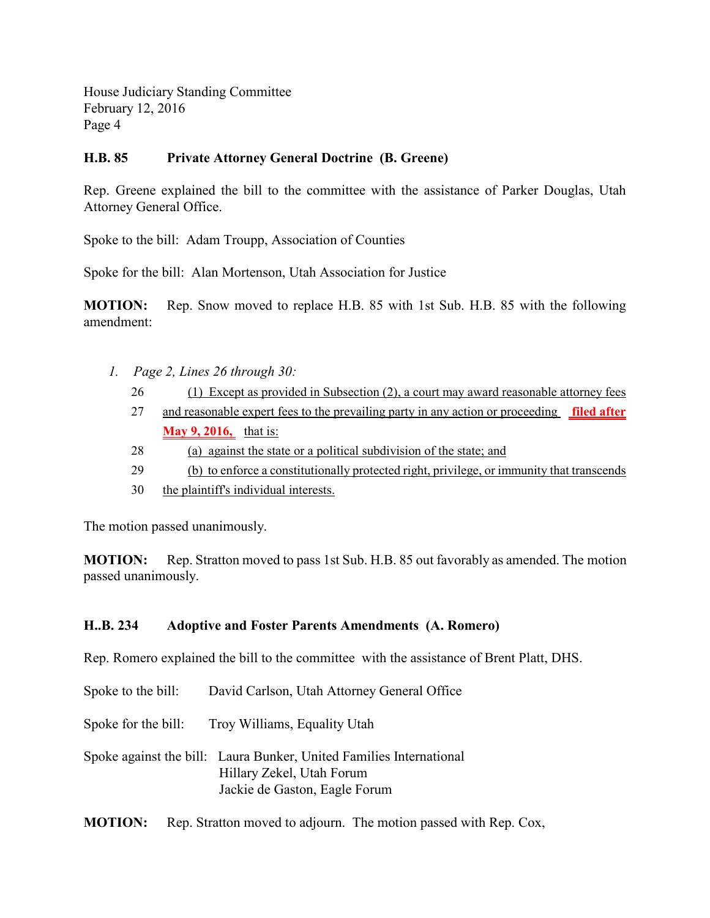**H.B. 85 Private Attorney General Doctrine (B. Greene)**

Rep. Greene explained the bill to the committee with the assistance of Parker Douglas, Utah Attorney General Office.

Spoke to the bill: Adam Troupp, Association of Counties

Spoke for the bill: Alan Mortenson, Utah Association for Justice

**MOTION:** Rep. Snow moved to replace H.B. 85 with 1st Sub. H.B. 85 with the following amendment:

1. *Page 2, Lines 26 through 30:*

26 (1) Except as provided in Subsection (2), a court may award reasonable attorney fees
27 and reasonable expert fees to the prevailing party in any action or proceeding **filed after May 9, 2016,** that is:
28 (a) against the state or a political subdivision of the state; and
29 (b) to enforce a constitutionally protected right, privilege, or immunity that transcends
30 the plaintiff's individual interests.

The motion passed unanimously.

**MOTION:** Rep. Stratton moved to pass 1st Sub. H.B. 85 out favorably as amended. The motion passed unanimously.

**H..B. 234 Adoptive and Foster Parents Amendments (A. Romero)**

Rep. Romero explained the bill to the committee with the assistance of Brent Platt, DHS.

Spoke to the bill: David Carlson, Utah Attorney General Office

Spoke for the bill: Troy Williams, Equality Utah

Spoke against the bill: Laura Bunker, United Families International
Hillary Zekel, Utah Forum
Jackie de Gaston, Eagle Forum

**MOTION:** Rep. Stratton moved to adjourn. The motion passed with Rep. Cox,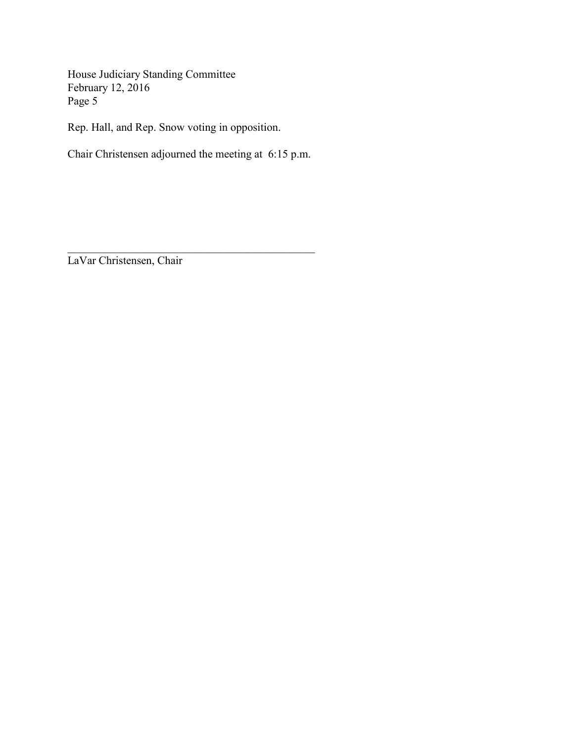Rep. Hall, and Rep. Snow voting in opposition.

Chair Christensen adjourned the meeting at 6:15 p.m.

_______________________________________________

LaVar Christensen, Chair